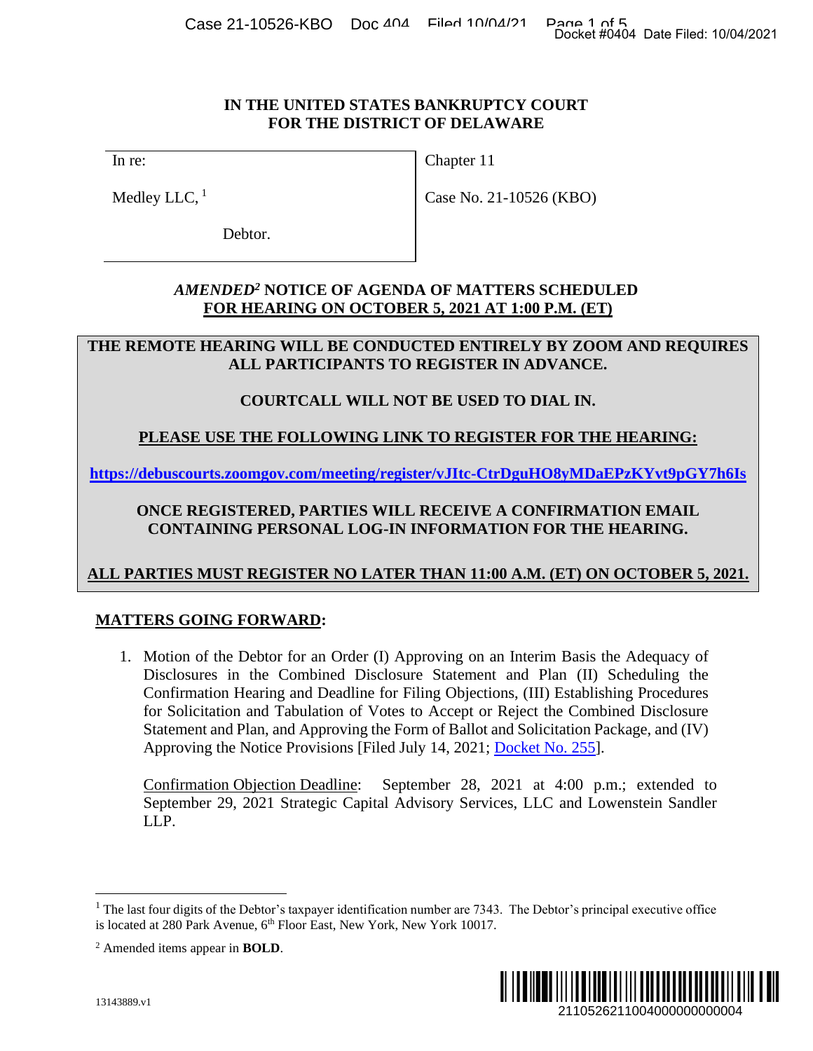IN THE UNITED STATES BANKRUPTCY COURT
FOR THE DISTRICT OF DELAWARE

| In re: | Chapter 11 |
|---|---|
| Medley LLC,[1] | Case No. 21-10526 (KBO) |
| Debtor. | |

## *AMENDED*[2] NOTICE OF AGENDA OF MATTERS SCHEDULED FOR HEARING ON OCTOBER 5, 2021 AT 1:00 P.M. (ET)

**THE REMOTE HEARING WILL BE CONDUCTED ENTIRELY BY ZOOM AND REQUIRES ALL PARTICIPANTS TO REGISTER IN ADVANCE.**

**COURTCALL WILL NOT BE USED TO DIAL IN.**

**PLEASE USE THE FOLLOWING LINK TO REGISTER FOR THE HEARING:**

**https://debuscourts.zoomgov.com/meeting/register/vJItc-CtrDguHO8yMDaEPzKYvt9pGY7h6Is**

**ONCE REGISTERED, PARTIES WILL RECEIVE A CONFIRMATION EMAIL CONTAINING PERSONAL LOG-IN INFORMATION FOR THE HEARING.**

**ALL PARTIES MUST REGISTER NO LATER THAN 11:00 A.M. (ET) ON OCTOBER 5, 2021.**

**MATTERS GOING FORWARD:**

1. Motion of the Debtor for an Order (I) Approving on an Interim Basis the Adequacy of Disclosures in the Combined Disclosure Statement and Plan (II) Scheduling the Confirmation Hearing and Deadline for Filing Objections, (III) Establishing Procedures for Solicitation and Tabulation of Votes to Accept or Reject the Combined Disclosure Statement and Plan, and Approving the Form of Ballot and Solicitation Package, and (IV) Approving the Notice Provisions [Filed July 14, 2021; Docket No. 255].

   Confirmation Objection Deadline: September 28, 2021 at 4:00 p.m.; extended to September 29, 2021 Strategic Capital Advisory Services, LLC and Lowenstein Sandler LLP.

---

[1] The last four digits of the Debtor's taxpayer identification number are 7343. The Debtor's principal executive office is located at 280 Park Avenue, 6th Floor East, New York, New York 10017.

[2] Amended items appear in **BOLD**.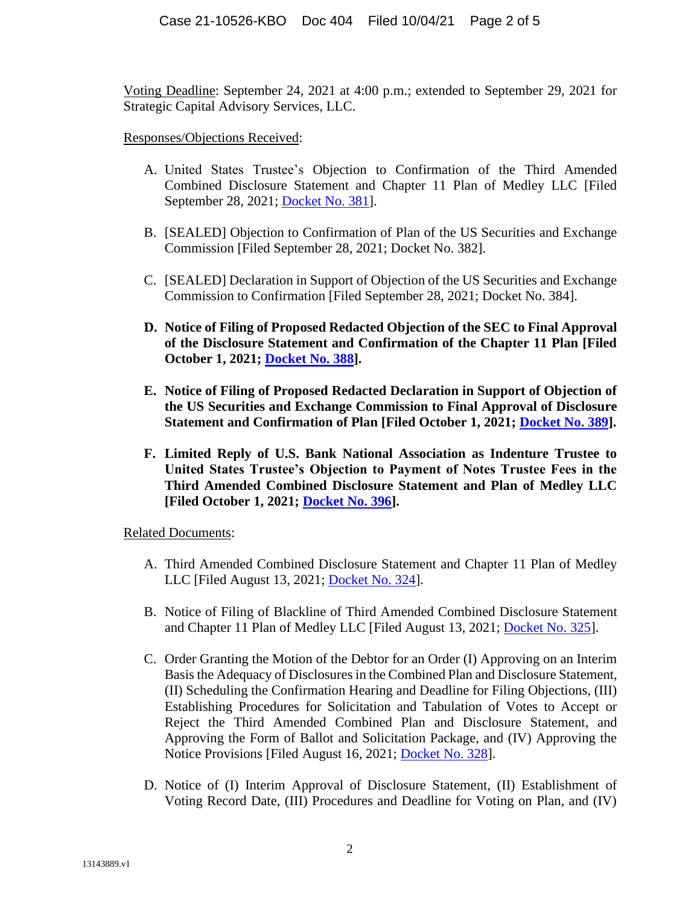<u>Voting Deadline</u>: September 24, 2021 at 4:00 p.m.; extended to September 29, 2021 for Strategic Capital Advisory Services, LLC.

<u>Responses/Objections Received</u>:

A. United States Trustee's Objection to Confirmation of the Third Amended Combined Disclosure Statement and Chapter 11 Plan of Medley LLC [Filed September 28, 2021; Docket No. 381].

B. [SEALED] Objection to Confirmation of Plan of the US Securities and Exchange Commission [Filed September 28, 2021; Docket No. 382].

C. [SEALED] Declaration in Support of Objection of the US Securities and Exchange Commission to Confirmation [Filed September 28, 2021; Docket No. 384].

**D. Notice of Filing of Proposed Redacted Objection of the SEC to Final Approval of the Disclosure Statement and Confirmation of the Chapter 11 Plan [Filed October 1, 2021; Docket No. 388].**

**E. Notice of Filing of Proposed Redacted Declaration in Support of Objection of the US Securities and Exchange Commission to Final Approval of Disclosure Statement and Confirmation of Plan [Filed October 1, 2021; Docket No. 389].**

**F. Limited Reply of U.S. Bank National Association as Indenture Trustee to United States Trustee's Objection to Payment of Notes Trustee Fees in the Third Amended Combined Disclosure Statement and Plan of Medley LLC [Filed October 1, 2021; Docket No. 396].**

<u>Related Documents</u>:

A. Third Amended Combined Disclosure Statement and Chapter 11 Plan of Medley LLC [Filed August 13, 2021; Docket No. 324].

B. Notice of Filing of Blackline of Third Amended Combined Disclosure Statement and Chapter 11 Plan of Medley LLC [Filed August 13, 2021; Docket No. 325].

C. Order Granting the Motion of the Debtor for an Order (I) Approving on an Interim Basis the Adequacy of Disclosures in the Combined Plan and Disclosure Statement, (II) Scheduling the Confirmation Hearing and Deadline for Filing Objections, (III) Establishing Procedures for Solicitation and Tabulation of Votes to Accept or Reject the Third Amended Combined Plan and Disclosure Statement, and Approving the Form of Ballot and Solicitation Package, and (IV) Approving the Notice Provisions [Filed August 16, 2021; Docket No. 328].

D. Notice of (I) Interim Approval of Disclosure Statement, (II) Establishment of Voting Record Date, (III) Procedures and Deadline for Voting on Plan, and (IV)

13143889.v1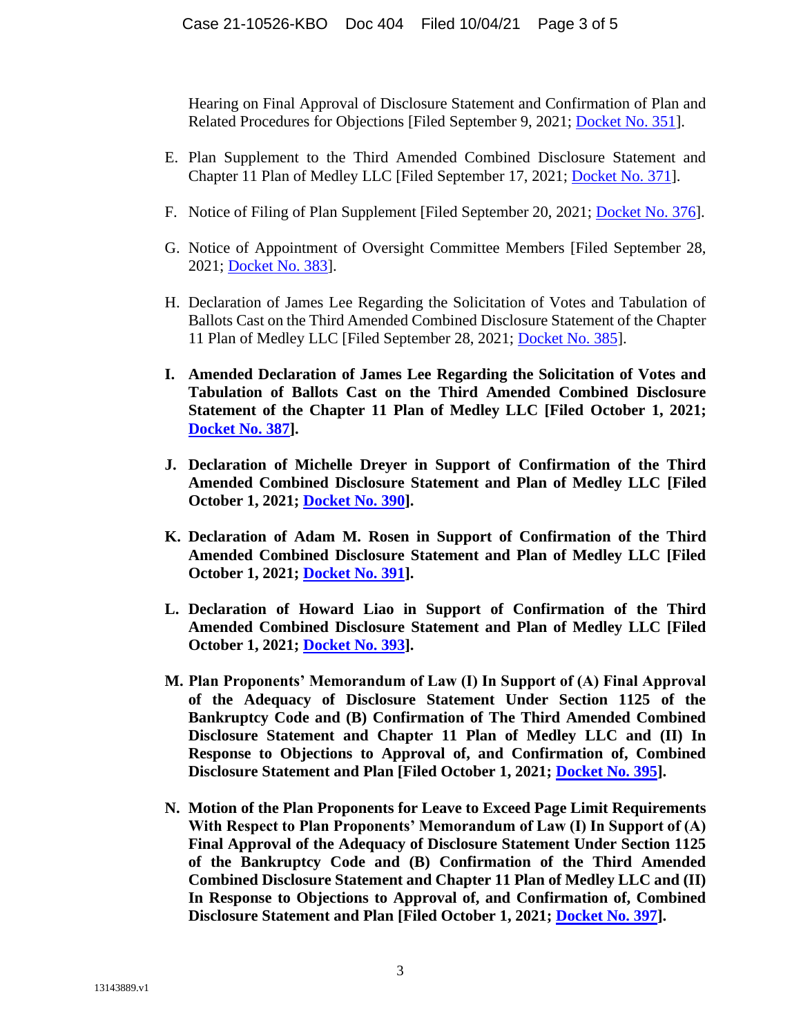Hearing on Final Approval of Disclosure Statement and Confirmation of Plan and Related Procedures for Objections [Filed September 9, 2021; Docket No. 351].

E. Plan Supplement to the Third Amended Combined Disclosure Statement and Chapter 11 Plan of Medley LLC [Filed September 17, 2021; Docket No. 371].

F. Notice of Filing of Plan Supplement [Filed September 20, 2021; Docket No. 376].

G. Notice of Appointment of Oversight Committee Members [Filed September 28, 2021; Docket No. 383].

H. Declaration of James Lee Regarding the Solicitation of Votes and Tabulation of Ballots Cast on the Third Amended Combined Disclosure Statement of the Chapter 11 Plan of Medley LLC [Filed September 28, 2021; Docket No. 385].

**I. Amended Declaration of James Lee Regarding the Solicitation of Votes and Tabulation of Ballots Cast on the Third Amended Combined Disclosure Statement of the Chapter 11 Plan of Medley LLC [Filed October 1, 2021; Docket No. 387].**

**J. Declaration of Michelle Dreyer in Support of Confirmation of the Third Amended Combined Disclosure Statement and Plan of Medley LLC [Filed October 1, 2021; Docket No. 390].**

**K. Declaration of Adam M. Rosen in Support of Confirmation of the Third Amended Combined Disclosure Statement and Plan of Medley LLC [Filed October 1, 2021; Docket No. 391].**

**L. Declaration of Howard Liao in Support of Confirmation of the Third Amended Combined Disclosure Statement and Plan of Medley LLC [Filed October 1, 2021; Docket No. 393].**

**M. Plan Proponents' Memorandum of Law (I) In Support of (A) Final Approval of the Adequacy of Disclosure Statement Under Section 1125 of the Bankruptcy Code and (B) Confirmation of The Third Amended Combined Disclosure Statement and Chapter 11 Plan of Medley LLC and (II) In Response to Objections to Approval of, and Confirmation of, Combined Disclosure Statement and Plan [Filed October 1, 2021; Docket No. 395].**

**N. Motion of the Plan Proponents for Leave to Exceed Page Limit Requirements With Respect to Plan Proponents' Memorandum of Law (I) In Support of (A) Final Approval of the Adequacy of Disclosure Statement Under Section 1125 of the Bankruptcy Code and (B) Confirmation of the Third Amended Combined Disclosure Statement and Chapter 11 Plan of Medley LLC and (II) In Response to Objections to Approval of, and Confirmation of, Combined Disclosure Statement and Plan [Filed October 1, 2021; Docket No. 397].**

13143889.v1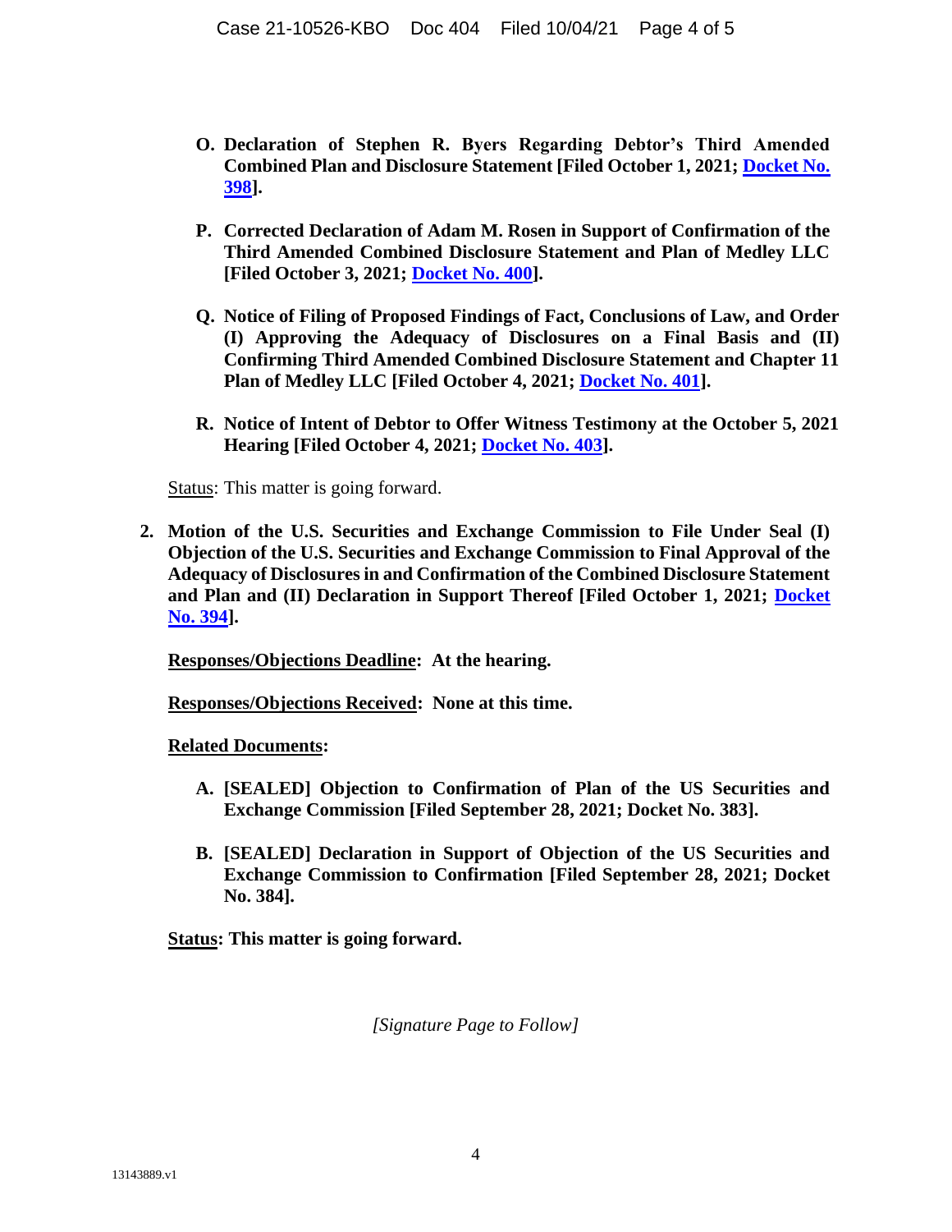- **O. Declaration of Stephen R. Byers Regarding Debtor's Third Amended Combined Plan and Disclosure Statement [Filed October 1, 2021; Docket No. 398].**

- **P. Corrected Declaration of Adam M. Rosen in Support of Confirmation of the Third Amended Combined Disclosure Statement and Plan of Medley LLC [Filed October 3, 2021; Docket No. 400].**

- **Q. Notice of Filing of Proposed Findings of Fact, Conclusions of Law, and Order (I) Approving the Adequacy of Disclosures on a Final Basis and (II) Confirming Third Amended Combined Disclosure Statement and Chapter 11 Plan of Medley LLC [Filed October 4, 2021; Docket No. 401].**

- **R. Notice of Intent of Debtor to Offer Witness Testimony at the October 5, 2021 Hearing [Filed October 4, 2021; Docket No. 403].**

Status: This matter is going forward.

**2. Motion of the U.S. Securities and Exchange Commission to File Under Seal (I) Objection of the U.S. Securities and Exchange Commission to Final Approval of the Adequacy of Disclosures in and Confirmation of the Combined Disclosure Statement and Plan and (II) Declaration in Support Thereof [Filed October 1, 2021; Docket No. 394].**

**Responses/Objections Deadline: At the hearing.**

**Responses/Objections Received: None at this time.**

**Related Documents:**

- **A. [SEALED] Objection to Confirmation of Plan of the US Securities and Exchange Commission [Filed September 28, 2021; Docket No. 383].**

- **B. [SEALED] Declaration in Support of Objection of the US Securities and Exchange Commission to Confirmation [Filed September 28, 2021; Docket No. 384].**

**Status: This matter is going forward.**

*[Signature Page to Follow]*

13143889.v1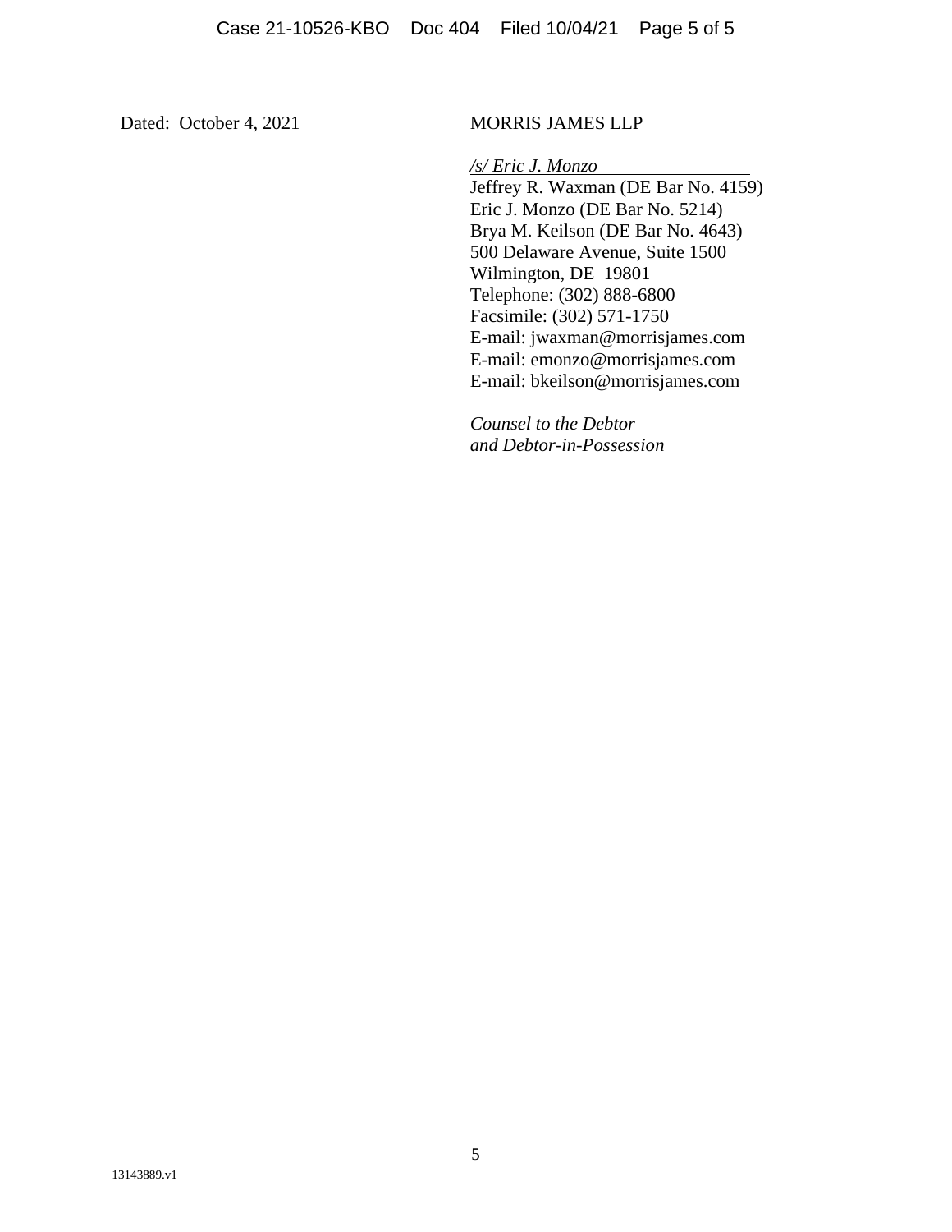Dated: October 4, 2021

MORRIS JAMES LLP

*/s/ Eric J. Monzo*
Jeffrey R. Waxman (DE Bar No. 4159)
Eric J. Monzo (DE Bar No. 5214)
Brya M. Keilson (DE Bar No. 4643)
500 Delaware Avenue, Suite 1500
Wilmington, DE 19801
Telephone: (302) 888-6800
Facsimile: (302) 571-1750
E-mail: jwaxman@morrisjames.com
E-mail: emonzo@morrisjames.com
E-mail: bkeilson@morrisjames.com

*Counsel to the Debtor and Debtor-in-Possession*

13143889.v1